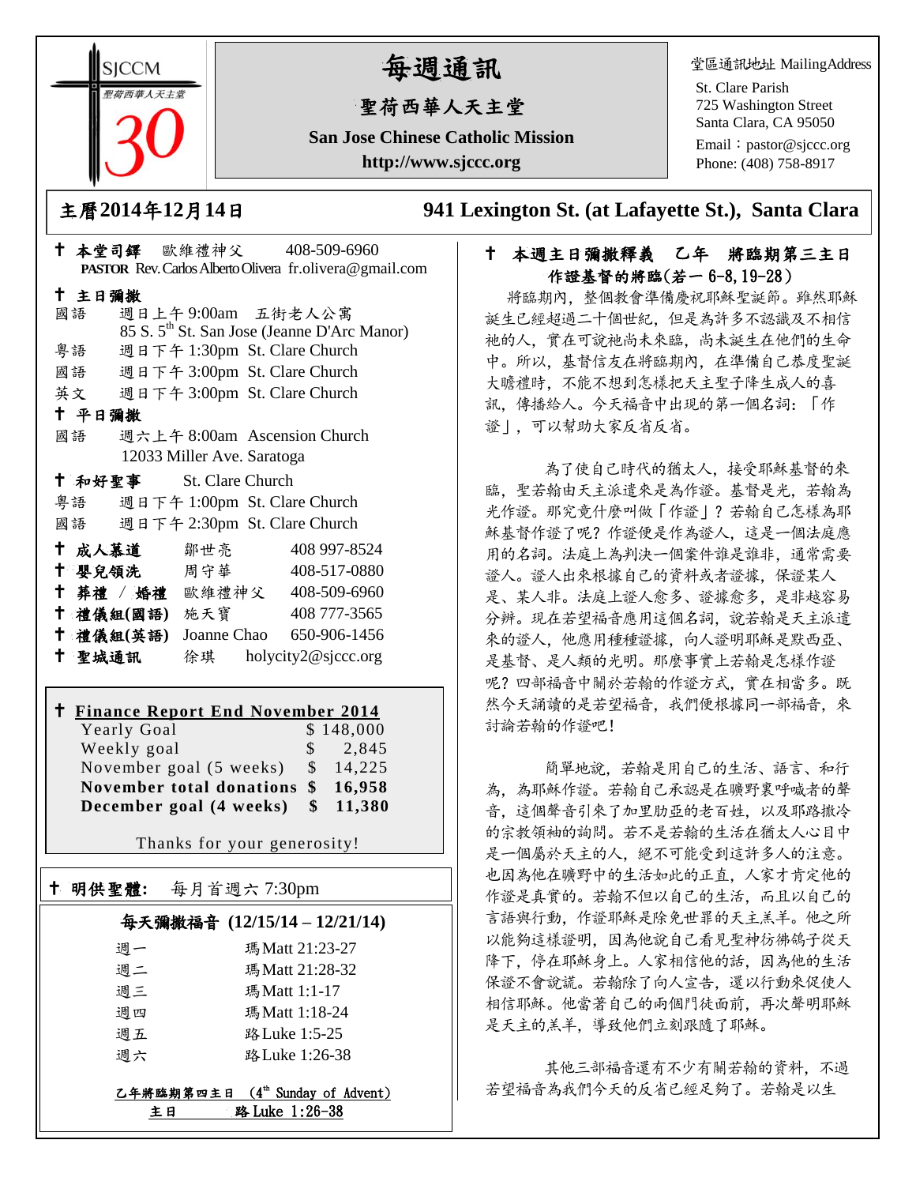SJCCM 聖荷西華人天主堂 30

# 每週通訊

## 聖荷西華人天主堂

**San Jose Chinese Catholic Mission**

**http://www.sjccc.org**

堂區通訊地址 MailingAddress

St. Clare Parish
725 Washington Street
Santa Clara, CA 95050
Email：pastor@sjccc.org
Phone: (408) 758-8917

**主曆2014年12月14日** **941 Lexington St. (at Lafayette St.), Santa Clara**

✝ **本堂司鐸** 歐維禮神父 408-509-6960
**PASTOR** Rev. Carlos Alberto Olivera fr.olivera@gmail.com

✝ **主日彌撒**

國語 週日上午 9:00am 五街老人公寓
85 S. 5th St. San Jose (Jeanne D'Arc Manor)
粵語 週日下午 1:30pm St. Clare Church
國語 週日下午 3:00pm St. Clare Church
英文 週日下午 3:00pm St. Clare Church

✝ **平日彌撒**

國語 週六上午 8:00am Ascension Church
12033 Miller Ave. Saratoga

✝ **和好聖事** St. Clare Church

粵語 週日下午 1:00pm St. Clare Church
國語 週日下午 2:30pm St. Clare Church

| | | |
|---|---|---|
| ✝ **成人慕道** | 鄒世亮 | 408 997-8524 |
| ✝ **嬰兒領洗** | 周守華 | 408-517-0880 |
| ✝ **葬禮 / 婚禮** | 歐維禮神父 | 408-509-6960 |
| ✝ **禮儀組(國語)** | 施天寶 | 408 777-3565 |
| ✝ **禮儀組(英語)** | Joanne Chao | 650-906-1456 |
| ✝ **聖城通訊** | 徐琪 | holycity2@sjccc.org |

✝ **Finance Report End November 2014**

| | |
|---|---|
| Yearly Goal | $ 148,000 |
| Weekly goal | $ 2,845 |
| November goal (5 weeks) | $ 14,225 |
| **November total donations** | **$ 16,958** |
| **December goal (4 weeks)** | **$ 11,380** |

Thanks for your generosity!

✝ **明供聖體:** 每月首週六 7:30pm

**每天彌撒福音 (12/15/14 – 12/21/14)**

| | |
|---|---|
| 週一 | 瑪 Matt 21:23-27 |
| 週二 | 瑪 Matt 21:28-32 |
| 週三 | 瑪 Matt 1:1-17 |
| 週四 | 瑪 Matt 1:18-24 |
| 週五 | 路 Luke 1:5-25 |
| 週六 | 路 Luke 1:26-38 |

**乙年將臨期第四主日 (4th Sunday of Advent)**
**主日 路 Luke 1:26-38**

## ✝ 本週主日彌撒釋義 乙年 將臨期第三主日 作證基督的將臨（若一 6-8,19-28）

將臨期內，整個教會準備慶祝耶穌聖誕節。雖然耶穌誕生已經超過二十個世紀，但是為許多不認識及不相信祂的人，實在可說祂尚未來臨，尚未誕生在他們的生命中。所以，基督信友在將臨期內，在準備自己恭度聖誕大瞻禮時，不能不想到怎樣把天主聖子降生成人的喜訊，傳播給人。今天福音中出現的第一個名詞：「作證」，可以幫助大家反省反省。

為了使自己時代的猶太人，接受耶穌基督的來臨，聖若翰由天主派遣來是為作證。基督是光，若翰為光作證。那究竟什麼叫做「作證」? 若翰自己怎樣為耶穌基督作證了呢? 作證便是作為證人，這是一個法庭應用的名詞。法庭上為判決一個案件誰是誰非，通常需要證人。證人出來根據自己的資料或者證據，保證某人是、某人非。法庭上證人愈多、證據愈多，是非越容易分辨。現在若望福音應用這個名詞，說若翰是天主派遣來的證人，他應用種種證據，向人證明耶穌是默西亞、是基督、是人類的光明。那麼事實上若翰是怎樣作證呢? 四部福音中關於若翰的作證方式，實在相當多。既然今天誦讀的是若望福音，我們便根據同一部福音，來討論若翰的作證吧!

簡單地說，若翰是用自己的生活、語言、和行為，為耶穌作證。若翰自己承認是在曠野裏呼喊者的聲音，這個聲音引來了加里肋亞的老百姓，以及耶路撒冷的宗教領袖的詢問。若不是若翰的生活在猶太人心目中是一個屬於天主的人，絕不可能受到這許多人的注意。也因為他在曠野中的生活如此的正直，人家才肯定他的作證是真實的。若翰不但以自己的生活，而且以自己的言語與行動，作證耶穌是除免世罪的天主羔羊。他之所以能夠這樣證明，因為他說自己看見聖神彷彿鴿子從天降下，停在耶穌身上。人家相信他的話，因為他的生活保證不會說謊。若翰除了向人宣告，還以行動來促使人相信耶穌。他當著自己的兩個門徒面前，再次聲明耶穌是天主的羔羊，導致他們立刻跟隨了耶穌。

其他三部福音還有不少有關若翰的資料，不過若望福音為我們今天的反省已經足夠了。若翰是以生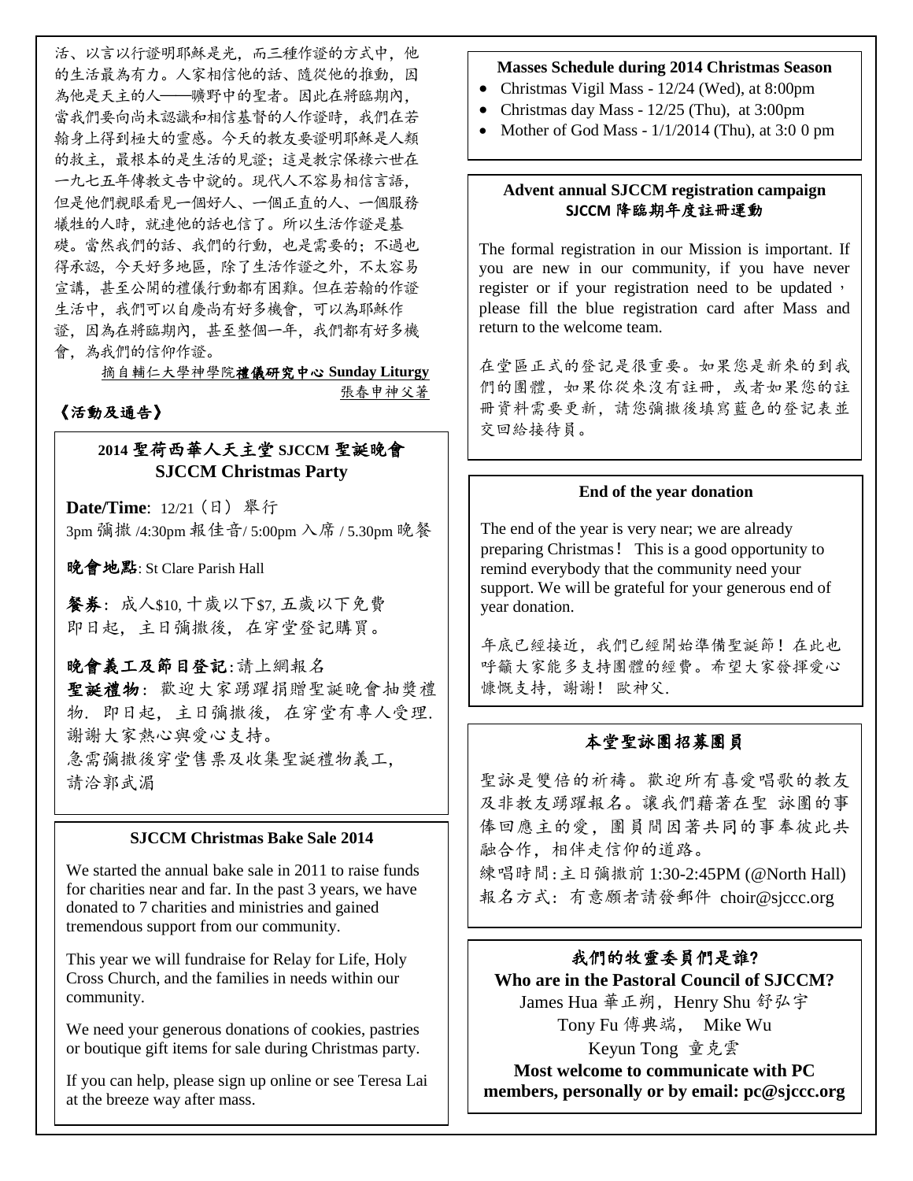活、以言以行證明耶穌是光，而三種作證的方式中，他的生活最為有力。人家相信他的話、隨從他的推動，因為他是天主的人——曠野中的聖者。因此在將臨期內，當我們要向尚未認識和相信基督的人作證時，我們在若翰身上得到極大的靈感。今天的教友要證明耶穌是人類的救主，最根本的是生活的見證；這是教宗保祿六世在一九七五年傳教文告中說的。現代人不容易相信言語，但是他們親眼看見一個好人、一個正直的人、一個服務犧牲的人時，就連他的話也信了。所以生活作證是基礎。當然我們的話、我們的行動，也是需要的；不過也得承認，今天好多地區，除了生活作證之外，不太容易宣講，甚至公開的禮儀行動都有困難。但在若翰的作證生活中，我們可以自慶尚有好多機會，可以為耶穌作證，因為在將臨期內，甚至整個一年，我們都有好多機會，為我們的信仰作證。

摘自輔仁大學神學院**禮儀研究中心 Sunday Liturgy**
張春申神父著

## 《活動及通告》

### 2014 聖荷西華人天主堂 SJCCM 聖誕晚會
### SJCCM Christmas Party

**Date/Time**: 12/21（日） 舉行
3pm 彌撒 /4:30pm 報佳音/ 5:00pm 入席 / 5.30pm 晚餐

**晚會地點**: St Clare Parish Hall

**餐券**: 成人$10, 十歲以下$7, 五歲以下免費
即日起，主日彌撒後，在穿堂登記購買。

**晚會義工及節目登記**:請上網報名
**聖誕禮物**: 歡迎大家踴躍捐贈聖誕晚會抽獎禮物. 即日起，主日彌撒後，在穿堂有專人受理. 謝謝大家熱心與愛心支持。
急需彌撒後穿堂售票及收集聖誕禮物義工,
請洽郭武湄

### SJCCM Christmas Bake Sale 2014

We started the annual bake sale in 2011 to raise funds for charities near and far. In the past 3 years, we have donated to 7 charities and ministries and gained tremendous support from our community.

This year we will fundraise for Relay for Life, Holy Cross Church, and the families in needs within our community.

We need your generous donations of cookies, pastries or boutique gift items for sale during Christmas party.

If you can help, please sign up online or see Teresa Lai at the breeze way after mass.

### Masses Schedule during 2014 Christmas Season

- Christmas Vigil Mass - 12/24 (Wed), at 8:00pm
- Christmas day Mass - 12/25 (Thu), at 3:00pm
- Mother of God Mass - 1/1/2014 (Thu), at 3:0 0 pm

### Advent annual SJCCM registration campaign
### SJCCM 降臨期年度註冊運動

The formal registration in our Mission is important. If you are new in our community, if you have never register or if your registration need to be updated，please fill the blue registration card after Mass and return to the welcome team.

在堂區正式的登記是很重要。如果您是新來的到我們的團體，如果你從來沒有註冊，或者如果您的註冊資料需要更新，請您彌撒後填寫藍色的登記表並交回給接待員。

### End of the year donation

The end of the year is very near; we are already preparing Christmas! This is a good opportunity to remind everybody that the community need your support. We will be grateful for your generous end of year donation.

年底已經接近，我們已經開始準備聖誕節！在此也呼籲大家能多支持團體的經費。希望大家發揮愛心慷慨支持，謝謝！歐神父.

### 本堂聖詠團招募團員

聖詠是雙倍的祈禱。歡迎所有喜愛唱歌的教友及非教友踴躍報名。讓我們藉著在聖 詠團的事俸回應主的愛，團員間因著共同的事奉彼此共融合作，相伴走信仰的道路。
練唱時間:主日彌撒前 1:30-2:45PM (@North Hall)
報名方式: 有意願者請發郵件 choir@sjccc.org

### 我們的牧靈委員們是誰?
**Who are in the Pastoral Council of SJCCM?**

James Hua 華正朔，Henry Shu 舒弘宇
Tony Fu 傅典端， Mike Wu
Keyun Tong 童克雲

**Most welcome to communicate with PC members, personally or by email: pc@sjccc.org**